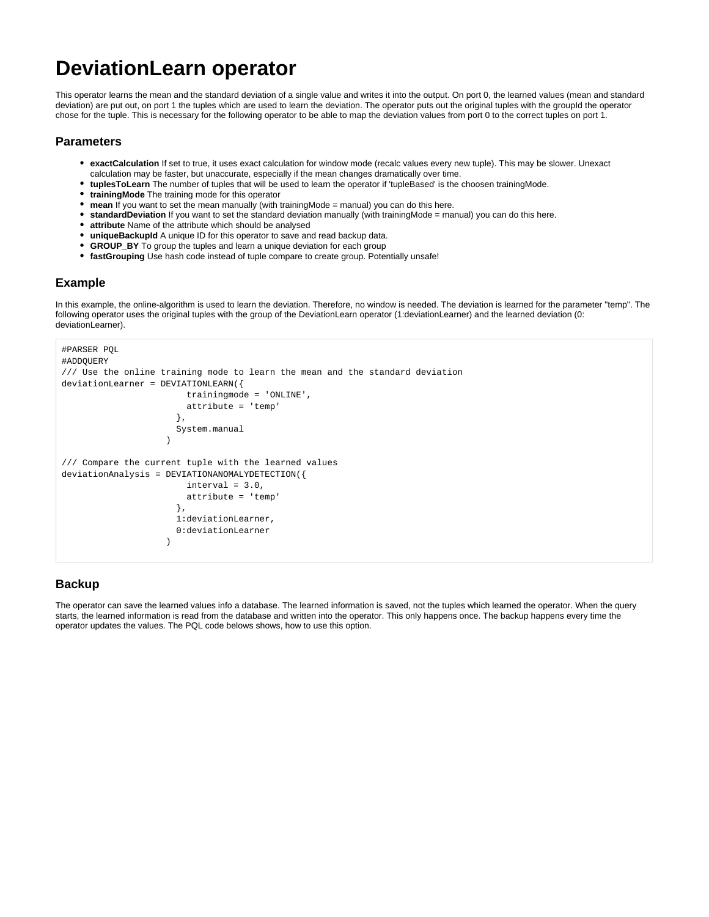# DeviationLearn operator

This operator learns the mean and the standard deviation of a single value and writes it into the output. On port 0, the learned values (mean and standard deviation) are put out, on port 1 the tuples which are used to learn the deviation. The operator puts out the original tuples with the groupId the operator chose for the tuple. This is necessary for the following operator to be able to map the deviation values from port 0 to the correct tuples on port 1.

## Parameters

- **exactCalculation** If set to true, it uses exact calculation for window mode (recalc values every new tuple). This may be slower. Unexact calculation may be faster, but unaccurate, especially if the mean changes dramatically over time.
- **tuplesToLearn** The number of tuples that will be used to learn the operator if 'tupleBased' is the choosen trainingMode.
- **trainingMode** The training mode for this operator
- **mean** If you want to set the mean manually (with trainingMode = manual) you can do this here.
- **standardDeviation** If you want to set the standard deviation manually (with trainingMode = manual) you can do this here.
- **attribute** Name of the attribute which should be analysed
- **uniqueBackupId** A unique ID for this operator to save and read backup data.
- **GROUP_BY** To group the tuples and learn a unique deviation for each group
- **fastGrouping** Use hash code instead of tuple compare to create group. Potentially unsafe!

## Example

In this example, the online-algorithm is used to learn the deviation. Therefore, no window is needed. The deviation is learned for the parameter "temp". The following operator uses the original tuples with the group of the DeviationLearn operator (1:deviationLearner) and the learned deviation (0: deviationLearner).

```
#PARSER PQL
#ADDQUERY
/// Use the online training mode to learn the mean and the standard deviation
deviationLearner = DEVIATIONLEARN({
                        trainingmode = 'ONLINE',
                        attribute = 'temp'
                      },
                      System.manual
                    )

/// Compare the current tuple with the learned values
deviationAnalysis = DEVIATIONANOMALYDETECTION({
                        interval = 3.0,
                        attribute = 'temp'
                      },
                      1:deviationLearner,
                      0:deviationLearner
                    )
```

## Backup

The operator can save the learned values info a database. The learned information is saved, not the tuples which learned the operator. When the query starts, the learned information is read from the database and written into the operator. This only happens once. The backup happens every time the operator updates the values. The PQL code belows shows, how to use this option.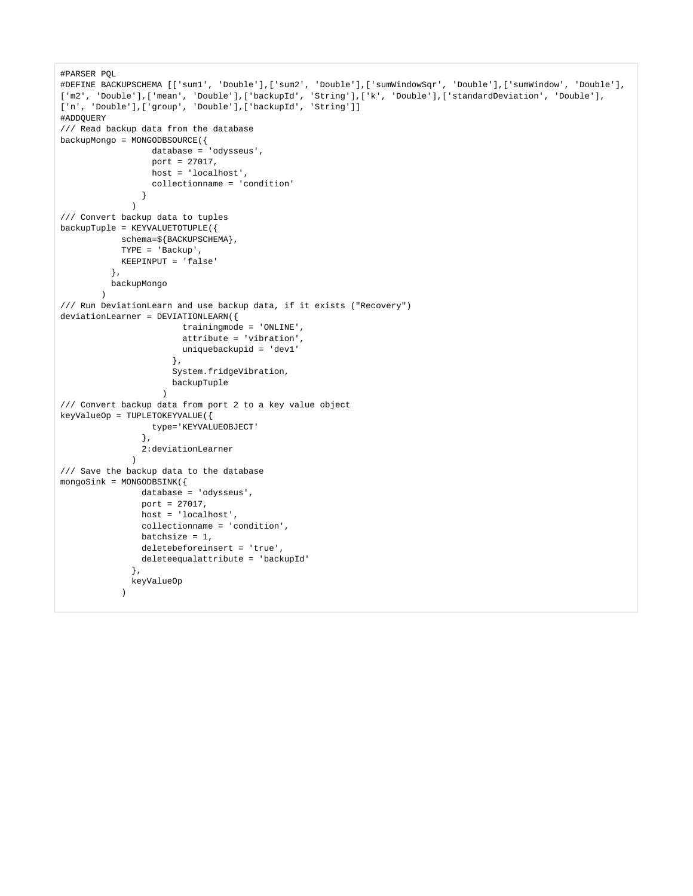```
#PARSER PQL
#DEFINE BACKUPSCHEMA [['sum1', 'Double'],['sum2', 'Double'],['sumWindowSqr', 'Double'],['sumWindow', 'Double'],
['m2', 'Double'],['mean', 'Double'],['backupId', 'String'],['k', 'Double'],['standardDeviation', 'Double'],
['n', 'Double'],['group', 'Double'],['backupId', 'String']]
#ADDQUERY
/// Read backup data from the database
backupMongo = MONGODBSOURCE({
                  database = 'odysseus',
                  port = 27017,
                  host = 'localhost',
                  collectionname = 'condition'
                }
              )
/// Convert backup data to tuples
backupTuple = KEYVALUETOTUPLE({
            schema=${BACKUPSCHEMA},
            TYPE = 'Backup',
            KEEPINPUT = 'false'
          },
          backupMongo
        )
/// Run DeviationLearn and use backup data, if it exists ("Recovery")
deviationLearner = DEVIATIONLEARN({
                        trainingmode = 'ONLINE',
                        attribute = 'vibration',
                        uniquebackupid = 'dev1'
                      },
                      System.fridgeVibration,
                      backupTuple
                    )
/// Convert backup data from port 2 to a key value object
keyValueOp = TUPLETOKEYVALUE({
                  type='KEYVALUEOBJECT'
                },
                2:deviationLearner
              )
/// Save the backup data to the database
mongoSink = MONGODBSINK({
                database = 'odysseus',
                port = 27017,
                host = 'localhost',
                collectionname = 'condition',
                batchsize = 1,
                deletebeforeinsert = 'true',
                deleteequalattribute = 'backupId'
              },
              keyValueOp
            )
```